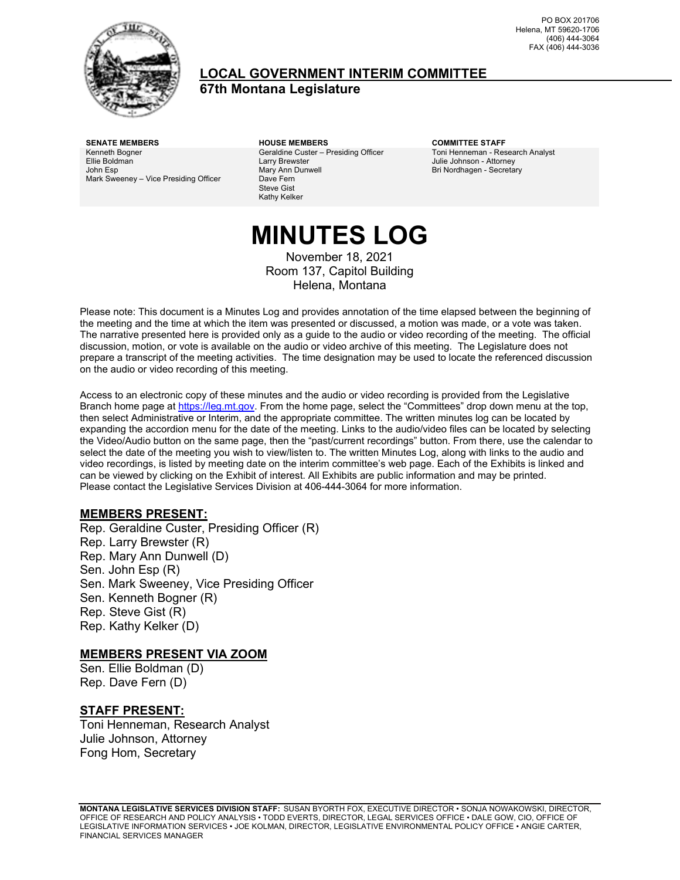PO BOX 201706
Helena, MT 59620-1706
(406) 444-3064
FAX (406) 444-3036

# LOCAL GOVERNMENT INTERIM COMMITTEE

## 67th Montana Legislature

| SENATE MEMBERS | HOUSE MEMBERS | COMMITTEE STAFF |
|---|---|---|
| Kenneth Bogner | Geraldine Custer – Presiding Officer | Toni Henneman - Research Analyst |
| Ellie Boldman | Larry Brewster | Julie Johnson - Attorney |
| John Esp | Mary Ann Dunwell | Bri Nordhagen - Secretary |
| Mark Sweeney – Vice Presiding Officer | Dave Fern | |
| | Steve Gist | |
| | Kathy Kelker | |

# MINUTES LOG

November 18, 2021
Room 137, Capitol Building
Helena, Montana

Please note: This document is a Minutes Log and provides annotation of the time elapsed between the beginning of the meeting and the time at which the item was presented or discussed, a motion was made, or a vote was taken. The narrative presented here is provided only as a guide to the audio or video recording of the meeting. The official discussion, motion, or vote is available on the audio or video archive of this meeting. The Legislature does not prepare a transcript of the meeting activities. The time designation may be used to locate the referenced discussion on the audio or video recording of this meeting.

Access to an electronic copy of these minutes and the audio or video recording is provided from the Legislative Branch home page at https://leg.mt.gov. From the home page, select the "Committees" drop down menu at the top, then select Administrative or Interim, and the appropriate committee. The written minutes log can be located by expanding the accordion menu for the date of the meeting. Links to the audio/video files can be located by selecting the Video/Audio button on the same page, then the "past/current recordings" button. From there, use the calendar to select the date of the meeting you wish to view/listen to. The written Minutes Log, along with links to the audio and video recordings, is listed by meeting date on the interim committee's web page. Each of the Exhibits is linked and can be viewed by clicking on the Exhibit of interest. All Exhibits are public information and may be printed. Please contact the Legislative Services Division at 406-444-3064 for more information.

## MEMBERS PRESENT:

Rep. Geraldine Custer, Presiding Officer (R)
Rep. Larry Brewster (R)
Rep. Mary Ann Dunwell (D)
Sen. John Esp (R)
Sen. Mark Sweeney, Vice Presiding Officer
Sen. Kenneth Bogner (R)
Rep. Steve Gist (R)
Rep. Kathy Kelker (D)

## MEMBERS PRESENT VIA ZOOM

Sen. Ellie Boldman (D)
Rep. Dave Fern (D)

## STAFF PRESENT:

Toni Henneman, Research Analyst
Julie Johnson, Attorney
Fong Hom, Secretary

**MONTANA LEGISLATIVE SERVICES DIVISION STAFF:** SUSAN BYORTH FOX, EXECUTIVE DIRECTOR • SONJA NOWAKOWSKI, DIRECTOR, OFFICE OF RESEARCH AND POLICY ANALYSIS • TODD EVERTS, DIRECTOR, LEGAL SERVICES OFFICE • DALE GOW, CIO, OFFICE OF LEGISLATIVE INFORMATION SERVICES • JOE KOLMAN, DIRECTOR, LEGISLATIVE ENVIRONMENTAL POLICY OFFICE • ANGIE CARTER, FINANCIAL SERVICES MANAGER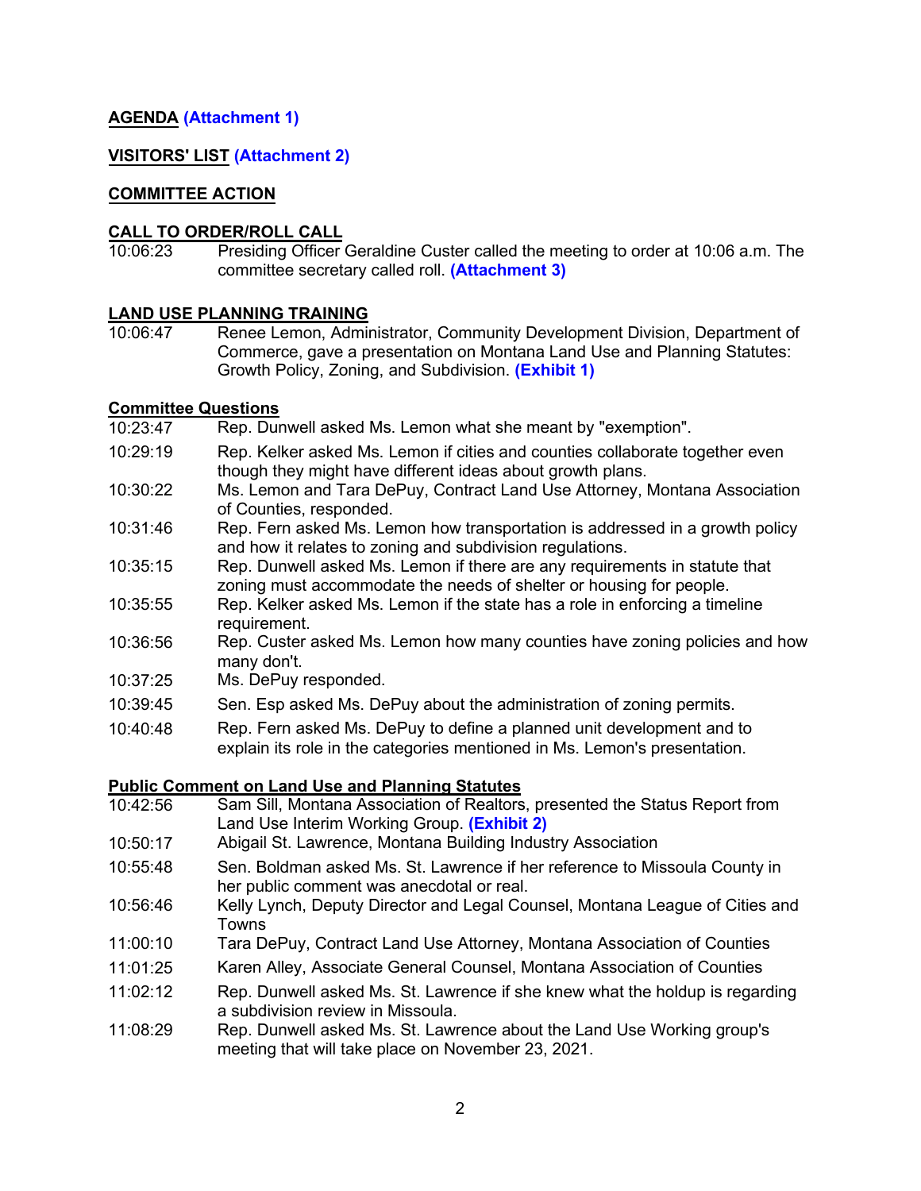**AGENDA (Attachment 1)**

**VISITORS' LIST (Attachment 2)**

**COMMITTEE ACTION**

**CALL TO ORDER/ROLL CALL**

10:06:23 Presiding Officer Geraldine Custer called the meeting to order at 10:06 a.m. The committee secretary called roll. **(Attachment 3)**

**LAND USE PLANNING TRAINING**

10:06:47 Renee Lemon, Administrator, Community Development Division, Department of Commerce, gave a presentation on Montana Land Use and Planning Statutes: Growth Policy, Zoning, and Subdivision. **(Exhibit 1)**

**Committee Questions**

| | |
|---|---|
| 10:23:47 | Rep. Dunwell asked Ms. Lemon what she meant by "exemption". |
| 10:29:19 | Rep. Kelker asked Ms. Lemon if cities and counties collaborate together even though they might have different ideas about growth plans. |
| 10:30:22 | Ms. Lemon and Tara DePuy, Contract Land Use Attorney, Montana Association of Counties, responded. |
| 10:31:46 | Rep. Fern asked Ms. Lemon how transportation is addressed in a growth policy and how it relates to zoning and subdivision regulations. |
| 10:35:15 | Rep. Dunwell asked Ms. Lemon if there are any requirements in statute that zoning must accommodate the needs of shelter or housing for people. |
| 10:35:55 | Rep. Kelker asked Ms. Lemon if the state has a role in enforcing a timeline requirement. |
| 10:36:56 | Rep. Custer asked Ms. Lemon how many counties have zoning policies and how many don't. |
| 10:37:25 | Ms. DePuy responded. |
| 10:39:45 | Sen. Esp asked Ms. DePuy about the administration of zoning permits. |
| 10:40:48 | Rep. Fern asked Ms. DePuy to define a planned unit development and to explain its role in the categories mentioned in Ms. Lemon's presentation. |

**Public Comment on Land Use and Planning Statutes**

| | |
|---|---|
| 10:42:56 | Sam Sill, Montana Association of Realtors, presented the Status Report from Land Use Interim Working Group. **(Exhibit 2)** |
| 10:50:17 | Abigail St. Lawrence, Montana Building Industry Association |
| 10:55:48 | Sen. Boldman asked Ms. St. Lawrence if her reference to Missoula County in her public comment was anecdotal or real. |
| 10:56:46 | Kelly Lynch, Deputy Director and Legal Counsel, Montana League of Cities and Towns |
| 11:00:10 | Tara DePuy, Contract Land Use Attorney, Montana Association of Counties |
| 11:01:25 | Karen Alley, Associate General Counsel, Montana Association of Counties |
| 11:02:12 | Rep. Dunwell asked Ms. St. Lawrence if she knew what the holdup is regarding a subdivision review in Missoula. |
| 11:08:29 | Rep. Dunwell asked Ms. St. Lawrence about the Land Use Working group's meeting that will take place on November 23, 2021. |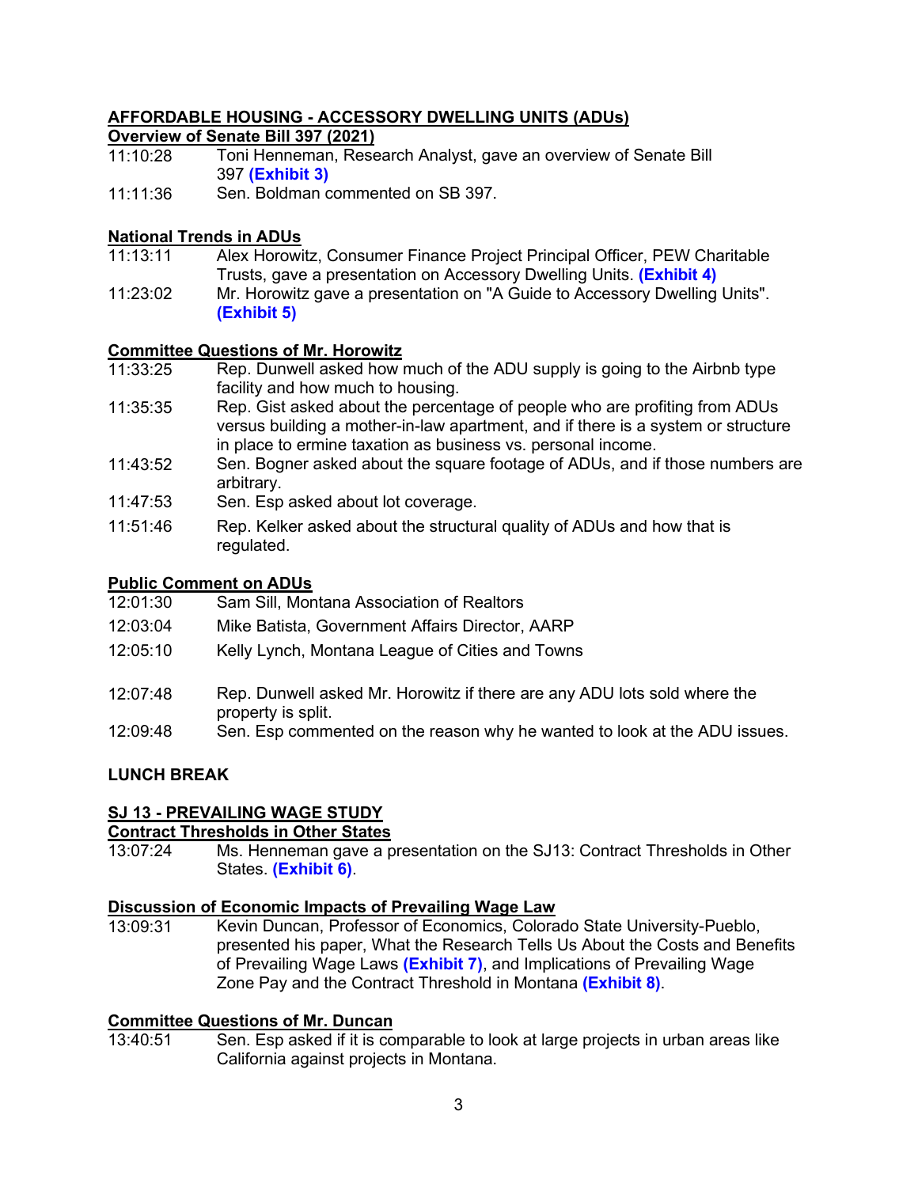## AFFORDABLE HOUSING - ACCESSORY DWELLING UNITS (ADUs)

### Overview of Senate Bill 397 (2021)

| | |
|---|---|
| 11:10:28 | Toni Henneman, Research Analyst, gave an overview of Senate Bill 397 **(Exhibit 3)** |
| 11:11:36 | Sen. Boldman commented on SB 397. |

### National Trends in ADUs

| | |
|---|---|
| 11:13:11 | Alex Horowitz, Consumer Finance Project Principal Officer, PEW Charitable Trusts, gave a presentation on Accessory Dwelling Units. **(Exhibit 4)** |
| 11:23:02 | Mr. Horowitz gave a presentation on "A Guide to Accessory Dwelling Units". **(Exhibit 5)** |

### Committee Questions of Mr. Horowitz

| | |
|---|---|
| 11:33:25 | Rep. Dunwell asked how much of the ADU supply is going to the Airbnb type facility and how much to housing. |
| 11:35:35 | Rep. Gist asked about the percentage of people who are profiting from ADUs versus building a mother-in-law apartment, and if there is a system or structure in place to ermine taxation as business vs. personal income. |
| 11:43:52 | Sen. Bogner asked about the square footage of ADUs, and if those numbers are arbitrary. |
| 11:47:53 | Sen. Esp asked about lot coverage. |
| 11:51:46 | Rep. Kelker asked about the structural quality of ADUs and how that is regulated. |

### Public Comment on ADUs

| | |
|---|---|
| 12:01:30 | Sam Sill, Montana Association of Realtors |
| 12:03:04 | Mike Batista, Government Affairs Director, AARP |
| 12:05:10 | Kelly Lynch, Montana League of Cities and Towns |
| 12:07:48 | Rep. Dunwell asked Mr. Horowitz if there are any ADU lots sold where the property is split. |
| 12:09:48 | Sen. Esp commented on the reason why he wanted to look at the ADU issues. |

## LUNCH BREAK

## SJ 13 - PREVAILING WAGE STUDY

### Contract Thresholds in Other States

| | |
|---|---|
| 13:07:24 | Ms. Henneman gave a presentation on the SJ13: Contract Thresholds in Other States. **(Exhibit 6)**. |

### Discussion of Economic Impacts of Prevailing Wage Law

| | |
|---|---|
| 13:09:31 | Kevin Duncan, Professor of Economics, Colorado State University-Pueblo, presented his paper, What the Research Tells Us About the Costs and Benefits of Prevailing Wage Laws **(Exhibit 7)**, and Implications of Prevailing Wage Zone Pay and the Contract Threshold in Montana **(Exhibit 8)**. |

### Committee Questions of Mr. Duncan

| | |
|---|---|
| 13:40:51 | Sen. Esp asked if it is comparable to look at large projects in urban areas like California against projects in Montana. |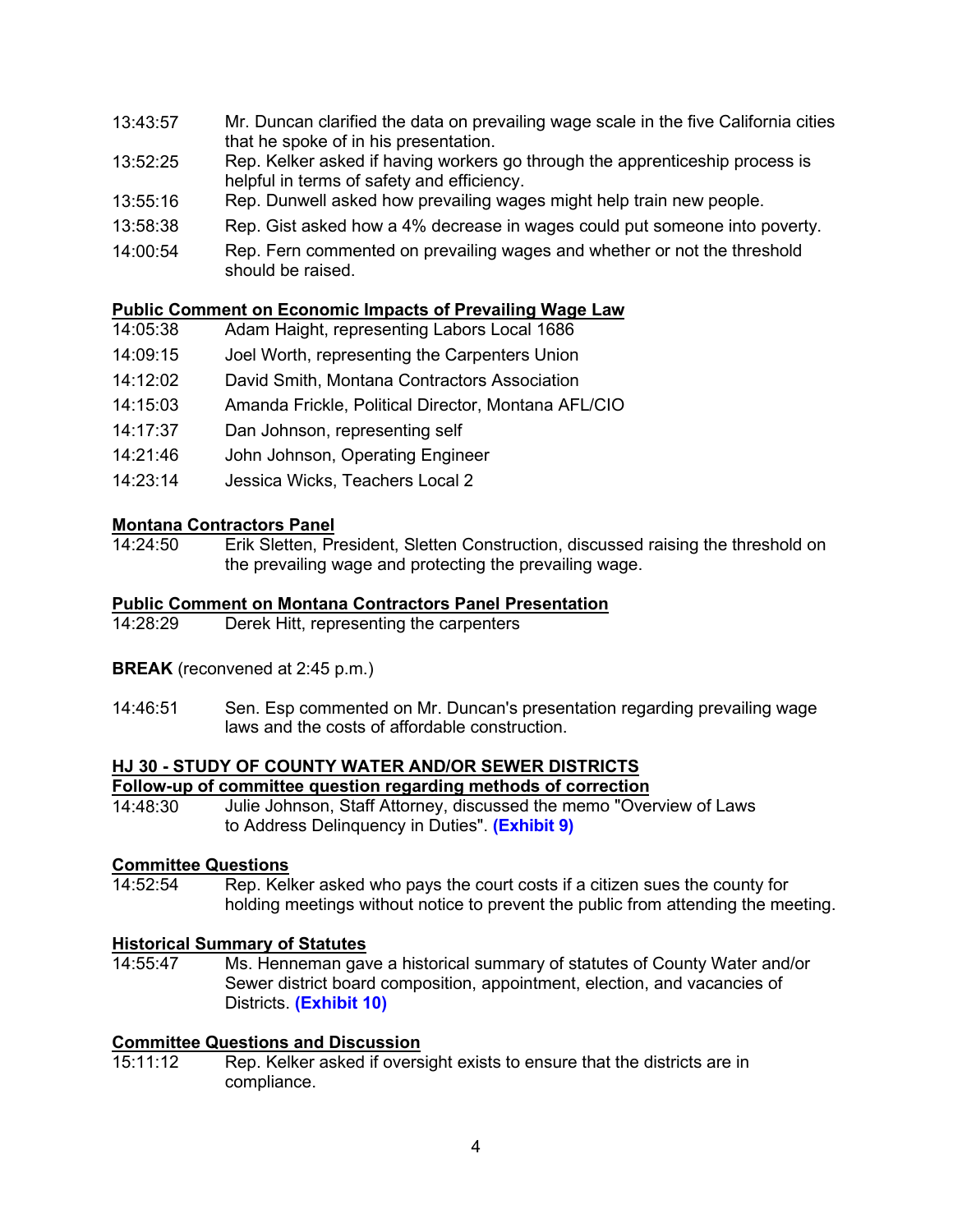13:43:57 Mr. Duncan clarified the data on prevailing wage scale in the five California cities that he spoke of in his presentation.

13:52:25 Rep. Kelker asked if having workers go through the apprenticeship process is helpful in terms of safety and efficiency.

13:55:16 Rep. Dunwell asked how prevailing wages might help train new people.

13:58:38 Rep. Gist asked how a 4% decrease in wages could put someone into poverty.

14:00:54 Rep. Fern commented on prevailing wages and whether or not the threshold should be raised.

**Public Comment on Economic Impacts of Prevailing Wage Law**

14:05:38 Adam Haight, representing Labors Local 1686

14:09:15 Joel Worth, representing the Carpenters Union

14:12:02 David Smith, Montana Contractors Association

14:15:03 Amanda Frickle, Political Director, Montana AFL/CIO

14:17:37 Dan Johnson, representing self

14:21:46 John Johnson, Operating Engineer

14:23:14 Jessica Wicks, Teachers Local 2

**Montana Contractors Panel**

14:24:50 Erik Sletten, President, Sletten Construction, discussed raising the threshold on the prevailing wage and protecting the prevailing wage.

**Public Comment on Montana Contractors Panel Presentation**

14:28:29 Derek Hitt, representing the carpenters

**BREAK** (reconvened at 2:45 p.m.)

14:46:51 Sen. Esp commented on Mr. Duncan's presentation regarding prevailing wage laws and the costs of affordable construction.

**HJ 30 - STUDY OF COUNTY WATER AND/OR SEWER DISTRICTS**

**Follow-up of committee question regarding methods of correction**

14:48:30 Julie Johnson, Staff Attorney, discussed the memo "Overview of Laws to Address Delinquency in Duties". **(Exhibit 9)**

**Committee Questions**

14:52:54 Rep. Kelker asked who pays the court costs if a citizen sues the county for holding meetings without notice to prevent the public from attending the meeting.

**Historical Summary of Statutes**

14:55:47 Ms. Henneman gave a historical summary of statutes of County Water and/or Sewer district board composition, appointment, election, and vacancies of Districts. **(Exhibit 10)**

**Committee Questions and Discussion**

15:11:12 Rep. Kelker asked if oversight exists to ensure that the districts are in compliance.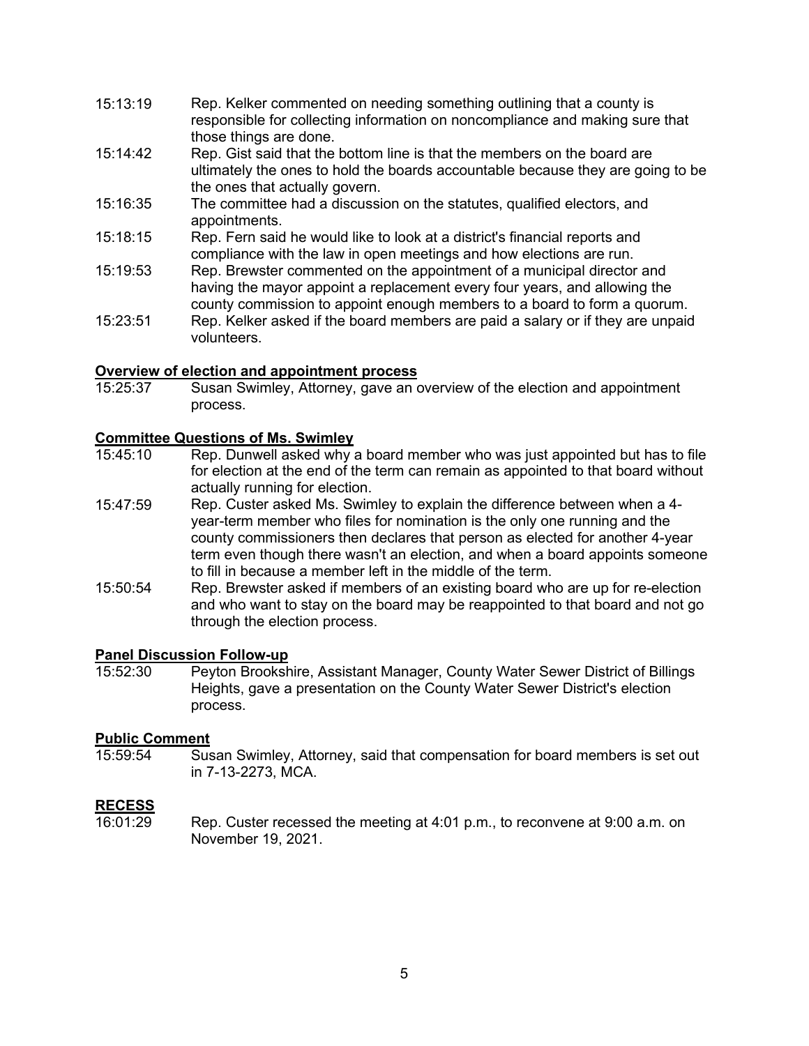15:13:19 Rep. Kelker commented on needing something outlining that a county is responsible for collecting information on noncompliance and making sure that those things are done.

15:14:42 Rep. Gist said that the bottom line is that the members on the board are ultimately the ones to hold the boards accountable because they are going to be the ones that actually govern.

15:16:35 The committee had a discussion on the statutes, qualified electors, and appointments.

15:18:15 Rep. Fern said he would like to look at a district's financial reports and compliance with the law in open meetings and how elections are run.

15:19:53 Rep. Brewster commented on the appointment of a municipal director and having the mayor appoint a replacement every four years, and allowing the county commission to appoint enough members to a board to form a quorum.

15:23:51 Rep. Kelker asked if the board members are paid a salary or if they are unpaid volunteers.

**Overview of election and appointment process**

15:25:37 Susan Swimley, Attorney, gave an overview of the election and appointment process.

**Committee Questions of Ms. Swimley**

15:45:10 Rep. Dunwell asked why a board member who was just appointed but has to file for election at the end of the term can remain as appointed to that board without actually running for election.

15:47:59 Rep. Custer asked Ms. Swimley to explain the difference between when a 4-year-term member who files for nomination is the only one running and the county commissioners then declares that person as elected for another 4-year term even though there wasn't an election, and when a board appoints someone to fill in because a member left in the middle of the term.

15:50:54 Rep. Brewster asked if members of an existing board who are up for re-election and who want to stay on the board may be reappointed to that board and not go through the election process.

**Panel Discussion Follow-up**

15:52:30 Peyton Brookshire, Assistant Manager, County Water Sewer District of Billings Heights, gave a presentation on the County Water Sewer District's election process.

**Public Comment**

15:59:54 Susan Swimley, Attorney, said that compensation for board members is set out in 7-13-2273, MCA.

**RECESS**

16:01:29 Rep. Custer recessed the meeting at 4:01 p.m., to reconvene at 9:00 a.m. on November 19, 2021.